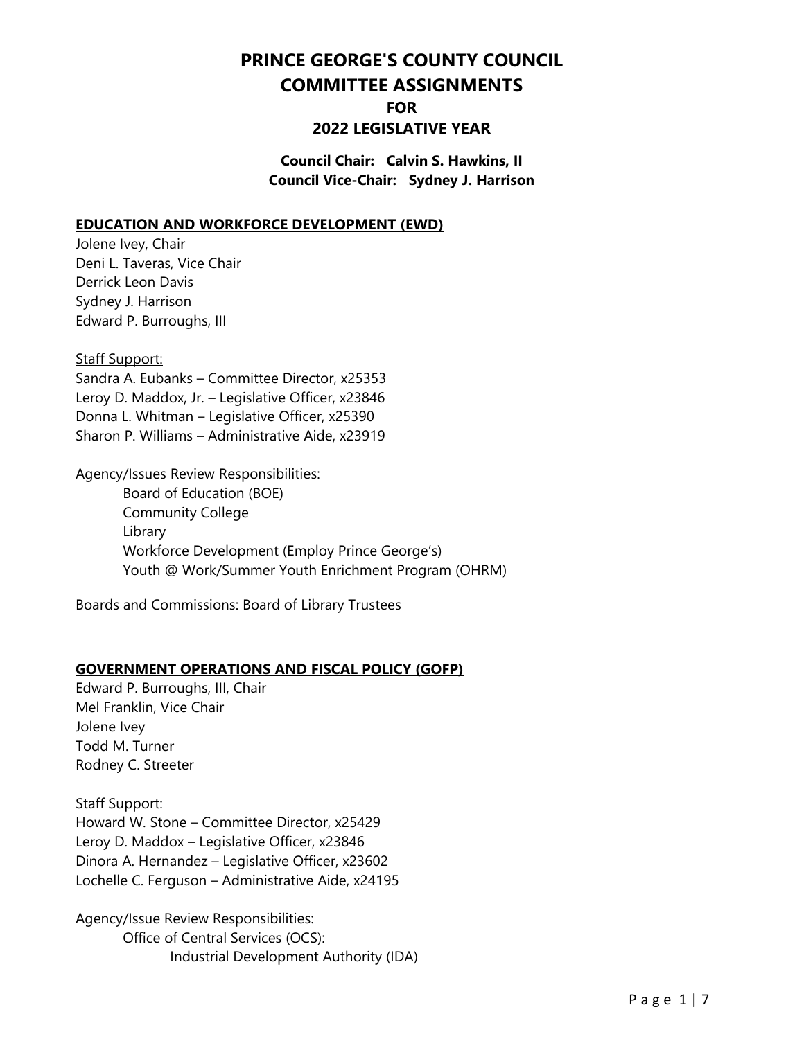# PRINCE GEORGE'S COUNTY COUNCIL
# COMMITTEE ASSIGNMENTS
## FOR
## 2022 LEGISLATIVE YEAR

**Council Chair: Calvin S. Hawkins, II**
**Council Vice-Chair: Sydney J. Harrison**

### EDUCATION AND WORKFORCE DEVELOPMENT (EWD)

Jolene Ivey, Chair
Deni L. Taveras, Vice Chair
Derrick Leon Davis
Sydney J. Harrison
Edward P. Burroughs, III

Staff Support:
Sandra A. Eubanks – Committee Director, x25353
Leroy D. Maddox, Jr. – Legislative Officer, x23846
Donna L. Whitman – Legislative Officer, x25390
Sharon P. Williams – Administrative Aide, x23919

Agency/Issues Review Responsibilities:

- Board of Education (BOE)
- Community College
- Library
- Workforce Development (Employ Prince George's)
- Youth @ Work/Summer Youth Enrichment Program (OHRM)

Boards and Commissions: Board of Library Trustees

### GOVERNMENT OPERATIONS AND FISCAL POLICY (GOFP)

Edward P. Burroughs, III, Chair
Mel Franklin, Vice Chair
Jolene Ivey
Todd M. Turner
Rodney C. Streeter

Staff Support:
Howard W. Stone – Committee Director, x25429
Leroy D. Maddox – Legislative Officer, x23846
Dinora A. Hernandez – Legislative Officer, x23602
Lochelle C. Ferguson – Administrative Aide, x24195

Agency/Issue Review Responsibilities:

- Office of Central Services (OCS):
  - Industrial Development Authority (IDA)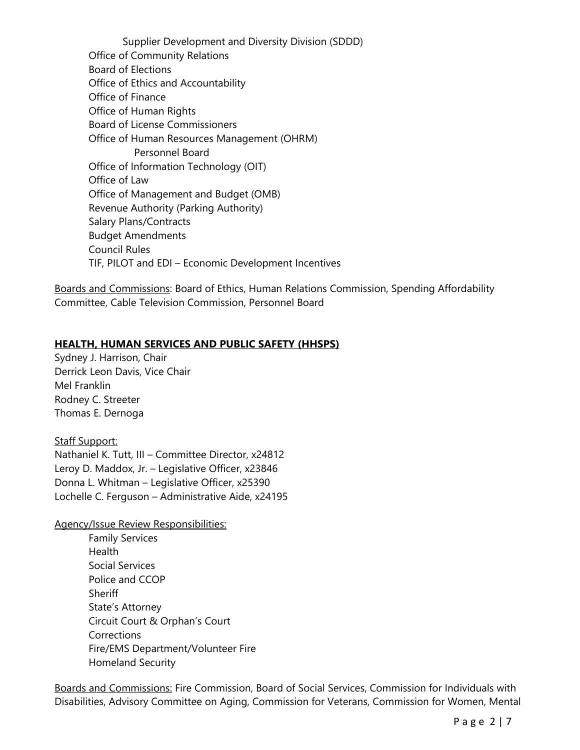- Supplier Development and Diversity Division (SDDD)
- Office of Community Relations
- Board of Elections
- Office of Ethics and Accountability
- Office of Finance
- Office of Human Rights
- Board of License Commissioners
- Office of Human Resources Management (OHRM)
  - Personnel Board
- Office of Information Technology (OIT)
- Office of Law
- Office of Management and Budget (OMB)
- Revenue Authority (Parking Authority)
- Salary Plans/Contracts
- Budget Amendments
- Council Rules
- TIF, PILOT and EDI – Economic Development Incentives

Boards and Commissions: Board of Ethics, Human Relations Commission, Spending Affordability Committee, Cable Television Commission, Personnel Board

## HEALTH, HUMAN SERVICES AND PUBLIC SAFETY (HHSPS)

Sydney J. Harrison, Chair
Derrick Leon Davis, Vice Chair
Mel Franklin
Rodney C. Streeter
Thomas E. Dernoga

Staff Support:
Nathaniel K. Tutt, III – Committee Director, x24812
Leroy D. Maddox, Jr. – Legislative Officer, x23846
Donna L. Whitman – Legislative Officer, x25390
Lochelle C. Ferguson – Administrative Aide, x24195

Agency/Issue Review Responsibilities:

- Family Services
- Health
- Social Services
- Police and CCOP
- Sheriff
- State's Attorney
- Circuit Court & Orphan's Court
- Corrections
- Fire/EMS Department/Volunteer Fire
- Homeland Security

Boards and Commissions: Fire Commission, Board of Social Services, Commission for Individuals with Disabilities, Advisory Committee on Aging, Commission for Veterans, Commission for Women, Mental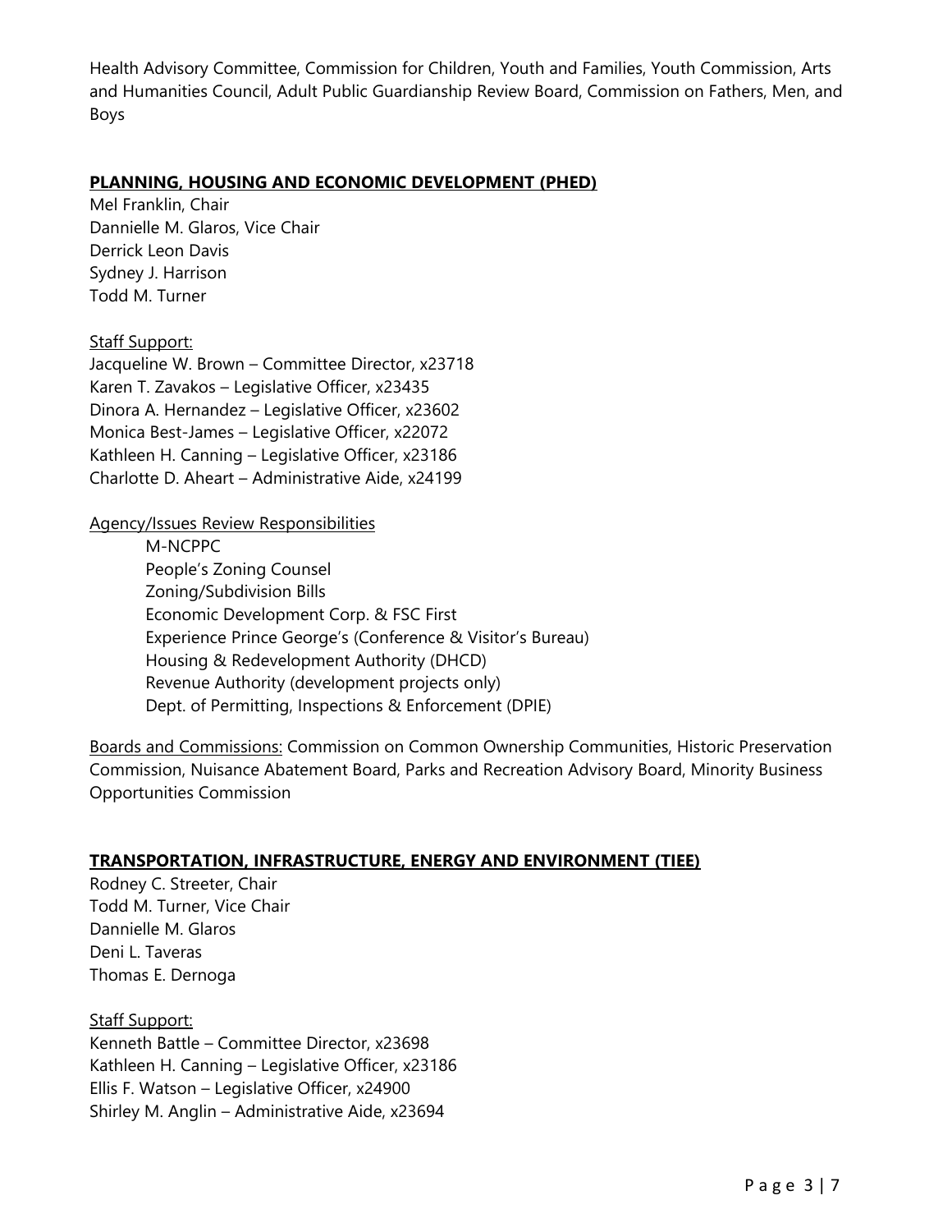Health Advisory Committee, Commission for Children, Youth and Families, Youth Commission, Arts and Humanities Council, Adult Public Guardianship Review Board, Commission on Fathers, Men, and Boys

## PLANNING, HOUSING AND ECONOMIC DEVELOPMENT (PHED)

Mel Franklin, Chair
Dannielle M. Glaros, Vice Chair
Derrick Leon Davis
Sydney J. Harrison
Todd M. Turner

Staff Support:
Jacqueline W. Brown – Committee Director, x23718
Karen T. Zavakos – Legislative Officer, x23435
Dinora A. Hernandez – Legislative Officer, x23602
Monica Best-James – Legislative Officer, x22072
Kathleen H. Canning – Legislative Officer, x23186
Charlotte D. Aheart – Administrative Aide, x24199

Agency/Issues Review Responsibilities

- M-NCPPC
- People's Zoning Counsel
- Zoning/Subdivision Bills
- Economic Development Corp. & FSC First
- Experience Prince George's (Conference & Visitor's Bureau)
- Housing & Redevelopment Authority (DHCD)
- Revenue Authority (development projects only)
- Dept. of Permitting, Inspections & Enforcement (DPIE)

Boards and Commissions: Commission on Common Ownership Communities, Historic Preservation Commission, Nuisance Abatement Board, Parks and Recreation Advisory Board, Minority Business Opportunities Commission

## TRANSPORTATION, INFRASTRUCTURE, ENERGY AND ENVIRONMENT (TIEE)

Rodney C. Streeter, Chair
Todd M. Turner, Vice Chair
Dannielle M. Glaros
Deni L. Taveras
Thomas E. Dernoga

Staff Support:
Kenneth Battle – Committee Director, x23698
Kathleen H. Canning – Legislative Officer, x23186
Ellis F. Watson – Legislative Officer, x24900
Shirley M. Anglin – Administrative Aide, x23694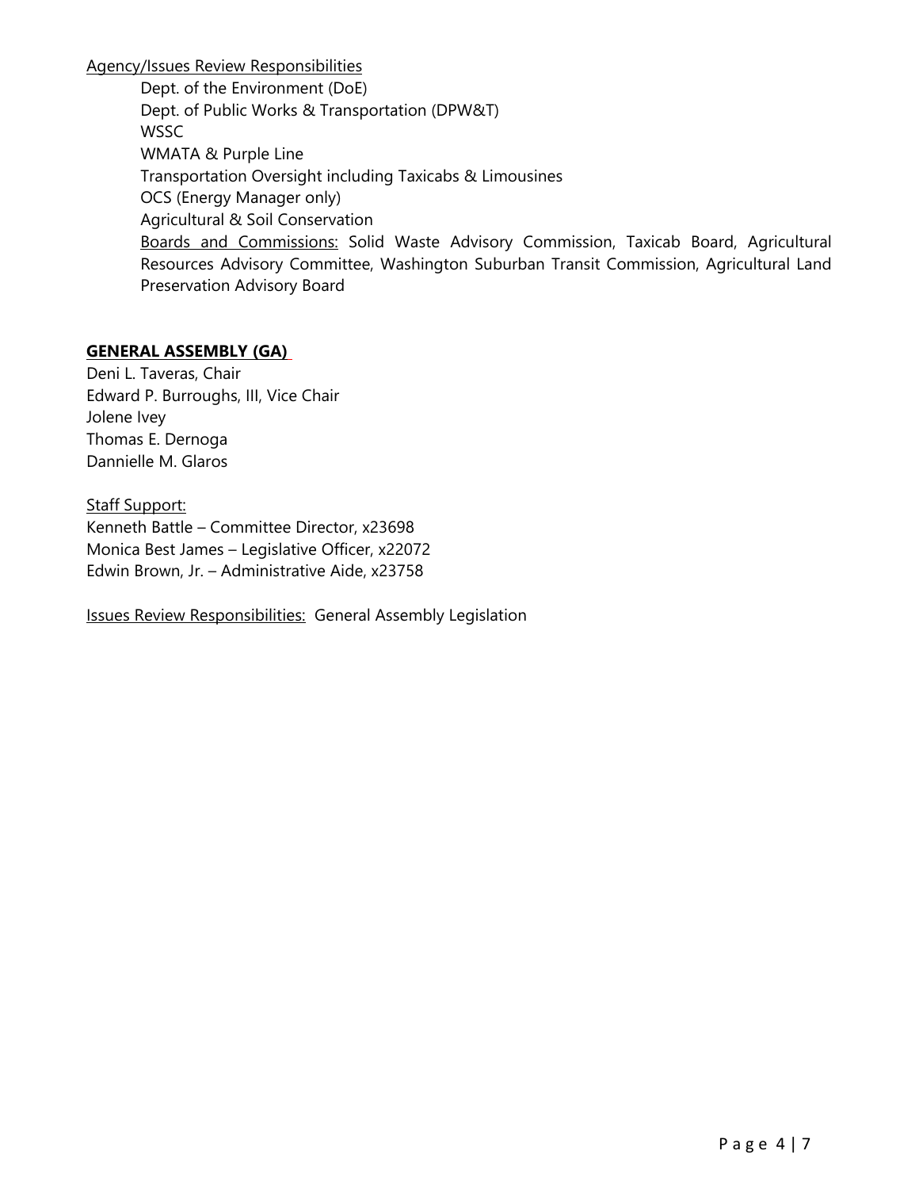Agency/Issues Review Responsibilities

- Dept. of the Environment (DoE)
- Dept. of Public Works & Transportation (DPW&T)
- WSSC
- WMATA & Purple Line
- Transportation Oversight including Taxicabs & Limousines
- OCS (Energy Manager only)
- Agricultural & Soil Conservation
- Boards and Commissions: Solid Waste Advisory Commission, Taxicab Board, Agricultural Resources Advisory Committee, Washington Suburban Transit Commission, Agricultural Land Preservation Advisory Board

## GENERAL ASSEMBLY (GA)

Deni L. Taveras, Chair
Edward P. Burroughs, III, Vice Chair
Jolene Ivey
Thomas E. Dernoga
Dannielle M. Glaros

Staff Support:
Kenneth Battle – Committee Director, x23698
Monica Best James – Legislative Officer, x22072
Edwin Brown, Jr. – Administrative Aide, x23758

Issues Review Responsibilities: General Assembly Legislation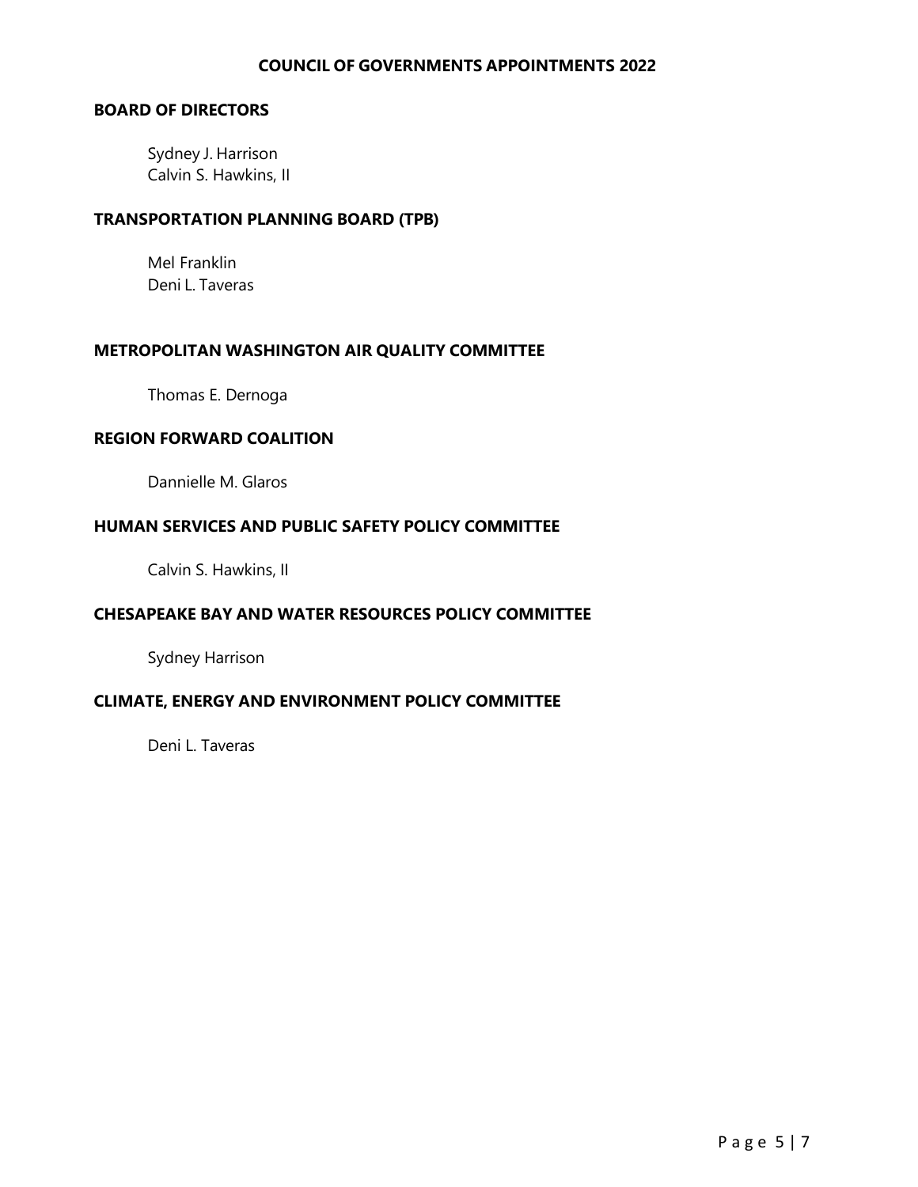# COUNCIL OF GOVERNMENTS APPOINTMENTS 2022

## BOARD OF DIRECTORS

Sydney J. Harrison
Calvin S. Hawkins, II

## TRANSPORTATION PLANNING BOARD (TPB)

Mel Franklin
Deni L. Taveras

## METROPOLITAN WASHINGTON AIR QUALITY COMMITTEE

Thomas E. Dernoga

## REGION FORWARD COALITION

Dannielle M. Glaros

## HUMAN SERVICES AND PUBLIC SAFETY POLICY COMMITTEE

Calvin S. Hawkins, II

## CHESAPEAKE BAY AND WATER RESOURCES POLICY COMMITTEE

Sydney Harrison

## CLIMATE, ENERGY AND ENVIRONMENT POLICY COMMITTEE

Deni L. Taveras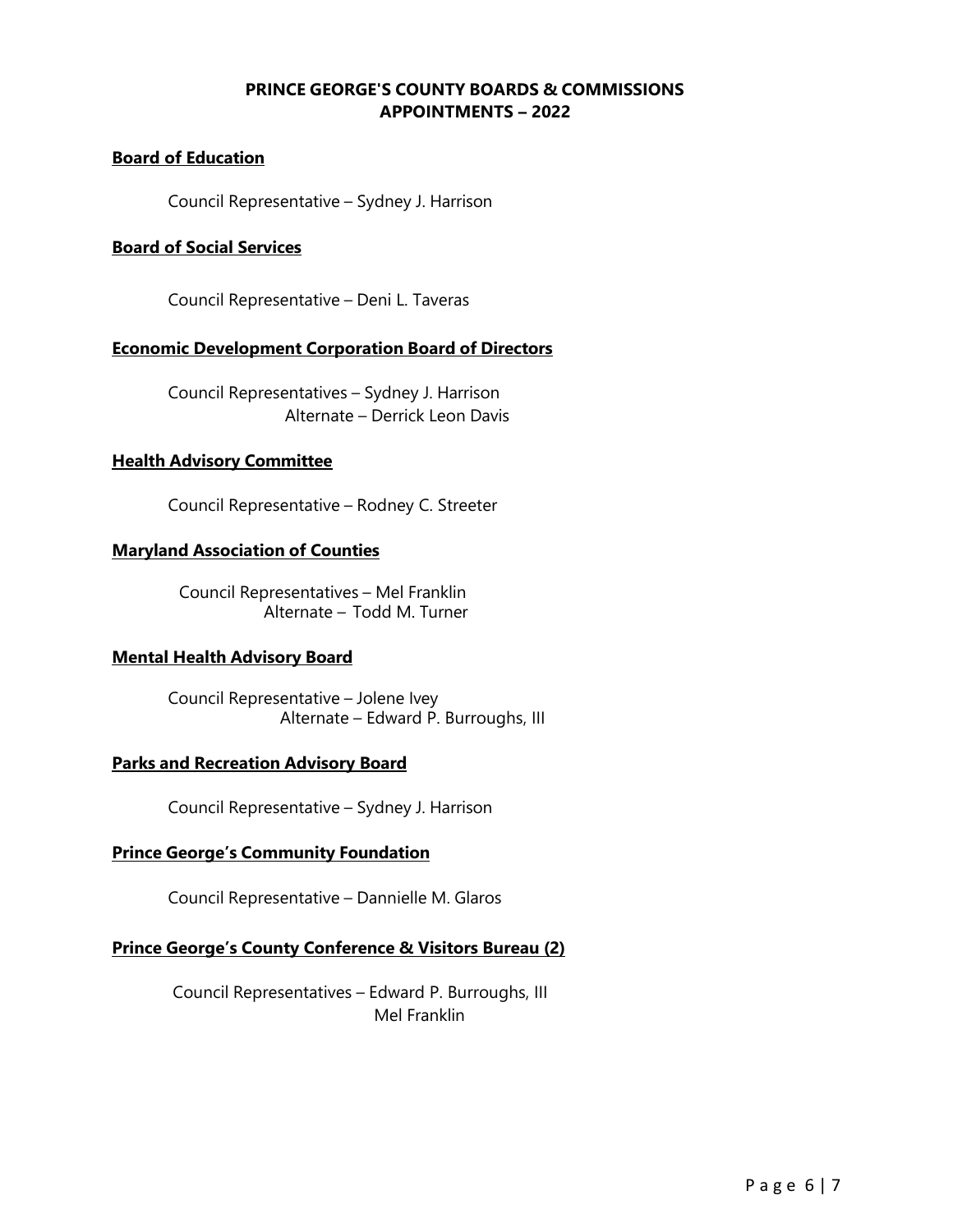# PRINCE GEORGE'S COUNTY BOARDS & COMMISSIONS APPOINTMENTS – 2022

**Board of Education**

Council Representative – Sydney J. Harrison

**Board of Social Services**

Council Representative – Deni L. Taveras

**Economic Development Corporation Board of Directors**

Council Representatives – Sydney J. Harrison
Alternate – Derrick Leon Davis

**Health Advisory Committee**

Council Representative – Rodney C. Streeter

**Maryland Association of Counties**

Council Representatives – Mel Franklin
Alternate – Todd M. Turner

**Mental Health Advisory Board**

Council Representative – Jolene Ivey
Alternate – Edward P. Burroughs, III

**Parks and Recreation Advisory Board**

Council Representative – Sydney J. Harrison

**Prince George's Community Foundation**

Council Representative – Dannielle M. Glaros

**Prince George's County Conference & Visitors Bureau (2)**

Council Representatives – Edward P. Burroughs, III
Mel Franklin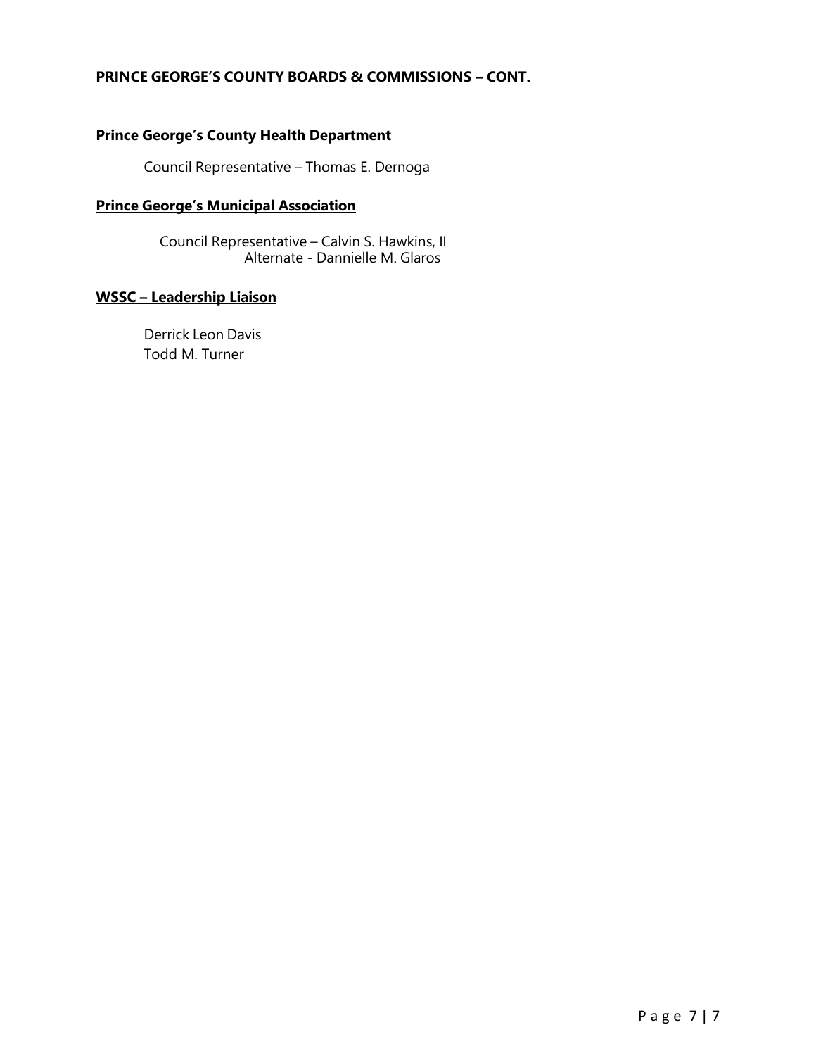**PRINCE GEORGE'S COUNTY BOARDS & COMMISSIONS – CONT.**

**Prince George's County Health Department**

Council Representative – Thomas E. Dernoga

**Prince George's Municipal Association**

Council Representative – Calvin S. Hawkins, II
Alternate - Dannielle M. Glaros

**WSSC – Leadership Liaison**

Derrick Leon Davis
Todd M. Turner